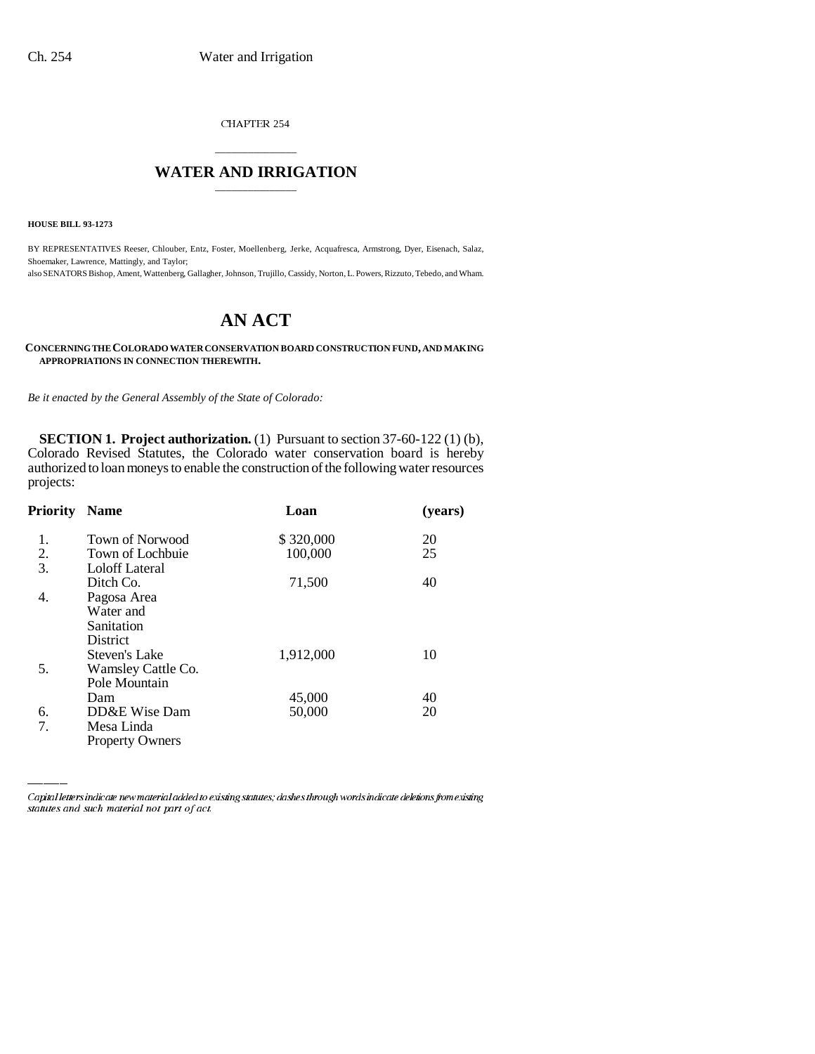CHAPTER 254

# WATER AND IRRIGATION

**HOUSE BILL 93-1273**

BY REPRESENTATIVES Reeser, Chlouber, Entz, Foster, Moellenberg, Jerke, Acquafresca, Armstrong, Dyer, Eisenach, Salaz, Shoemaker, Lawrence, Mattingly, and Taylor;
also SENATORS Bishop, Ament, Wattenberg, Gallagher, Johnson, Trujillo, Cassidy, Norton, L. Powers, Rizzuto, Tebedo, and Wham.

# AN ACT

**CONCERNING THE COLORADO WATER CONSERVATION BOARD CONSTRUCTION FUND, AND MAKING APPROPRIATIONS IN CONNECTION THEREWITH.**

*Be it enacted by the General Assembly of the State of Colorado:*

**SECTION 1. Project authorization.** (1) Pursuant to section 37-60-122 (1) (b), Colorado Revised Statutes, the Colorado water conservation board is hereby authorized to loan moneys to enable the construction of the following water resources projects:

| Priority | Name | Loan | (years) |
|---|---|---|---|
| 1. | Town of Norwood | $ 320,000 | 20 |
| 2. | Town of Lochbuie | 100,000 | 25 |
| 3. | Loloff Lateral Ditch Co. | 71,500 | 40 |
| 4. | Pagosa Area Water and Sanitation District Steven's Lake | 1,912,000 | 10 |
| 5. | Wamsley Cattle Co. Pole Mountain Dam | 45,000 | 40 |
| 6. | DD&E Wise Dam | 50,000 | 20 |
| 7. | Mesa Linda Property Owners | | |

*Capital letters indicate new material added to existing statutes; dashes through words indicate deletions from existing statutes and such material not part of act.*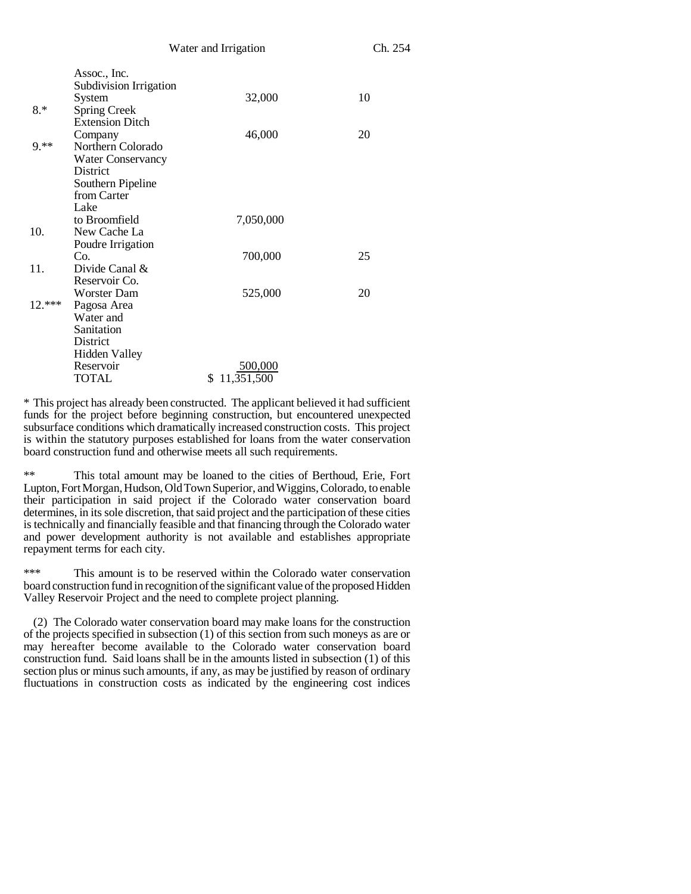| | | | |
|---|---|---|---|
| | Assoc., Inc. Subdivision Irrigation System | 32,000 | 10 |
| 8.* | Spring Creek Extension Ditch Company | 46,000 | 20 |
| 9.** | Northern Colorado Water Conservancy District Southern Pipeline from Carter Lake to Broomfield | 7,050,000 | |
| 10. | New Cache La Poudre Irrigation Co. | 700,000 | 25 |
| 11. | Divide Canal & Reservoir Co. Worster Dam | 525,000 | 20 |
| 12.*** | Pagosa Area Water and Sanitation District Hidden Valley Reservoir | 500,000 | |
| | TOTAL | $ 11,351,500 | |

* This project has already been constructed. The applicant believed it had sufficient funds for the project before beginning construction, but encountered unexpected subsurface conditions which dramatically increased construction costs. This project is within the statutory purposes established for loans from the water conservation board construction fund and otherwise meets all such requirements.

** This total amount may be loaned to the cities of Berthoud, Erie, Fort Lupton, Fort Morgan, Hudson, Old Town Superior, and Wiggins, Colorado, to enable their participation in said project if the Colorado water conservation board determines, in its sole discretion, that said project and the participation of these cities is technically and financially feasible and that financing through the Colorado water and power development authority is not available and establishes appropriate repayment terms for each city.

*** This amount is to be reserved within the Colorado water conservation board construction fund in recognition of the significant value of the proposed Hidden Valley Reservoir Project and the need to complete project planning.

(2) The Colorado water conservation board may make loans for the construction of the projects specified in subsection (1) of this section from such moneys as are or may hereafter become available to the Colorado water conservation board construction fund. Said loans shall be in the amounts listed in subsection (1) of this section plus or minus such amounts, if any, as may be justified by reason of ordinary fluctuations in construction costs as indicated by the engineering cost indices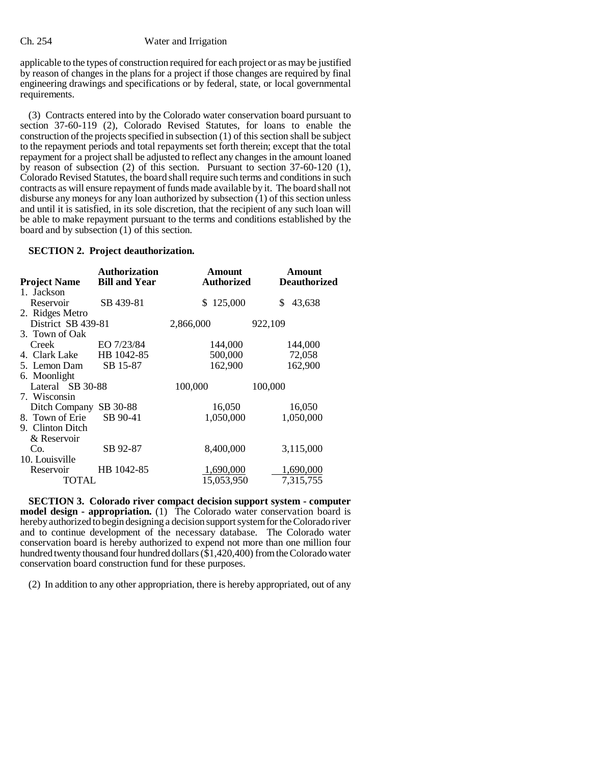applicable to the types of construction required for each project or as may be justified by reason of changes in the plans for a project if those changes are required by final engineering drawings and specifications or by federal, state, or local governmental requirements.

(3) Contracts entered into by the Colorado water conservation board pursuant to section 37-60-119 (2), Colorado Revised Statutes, for loans to enable the construction of the projects specified in subsection (1) of this section shall be subject to the repayment periods and total repayments set forth therein; except that the total repayment for a project shall be adjusted to reflect any changes in the amount loaned by reason of subsection (2) of this section. Pursuant to section 37-60-120 (1), Colorado Revised Statutes, the board shall require such terms and conditions in such contracts as will ensure repayment of funds made available by it. The board shall not disburse any moneys for any loan authorized by subsection (1) of this section unless and until it is satisfied, in its sole discretion, that the recipient of any such loan will be able to make repayment pursuant to the terms and conditions established by the board and by subsection (1) of this section.

**SECTION 2. Project deauthorization.**

| Project Name | Authorization Bill and Year | Amount Authorized | Amount Deauthorized |
|---|---|---|---|
| 1. Jackson Reservoir | SB 439-81 | $ 125,000 | $ 43,638 |
| 2. Ridges Metro District | SB 439-81 | 2,866,000 | 922,109 |
| 3. Town of Oak Creek | EO 7/23/84 | 144,000 | 144,000 |
| 4. Clark Lake | HB 1042-85 | 500,000 | 72,058 |
| 5. Lemon Dam | SB 15-87 | 162,900 | 162,900 |
| 6. Moonlight Lateral | SB 30-88 | 100,000 | 100,000 |
| 7. Wisconsin Ditch Company | SB 30-88 | 16,050 | 16,050 |
| 8. Town of Erie | SB 90-41 | 1,050,000 | 1,050,000 |
| 9. Clinton Ditch & Reservoir Co. | SB 92-87 | 8,400,000 | 3,115,000 |
| 10. Louisville Reservoir | HB 1042-85 | 1,690,000 | 1,690,000 |
| TOTAL | | 15,053,950 | 7,315,755 |

**SECTION 3. Colorado river compact decision support system - computer model design - appropriation.** (1) The Colorado water conservation board is hereby authorized to begin designing a decision support system for the Colorado river and to continue development of the necessary database. The Colorado water conservation board is hereby authorized to expend not more than one million four hundred twenty thousand four hundred dollars ($1,420,400) from the Colorado water conservation board construction fund for these purposes.

(2) In addition to any other appropriation, there is hereby appropriated, out of any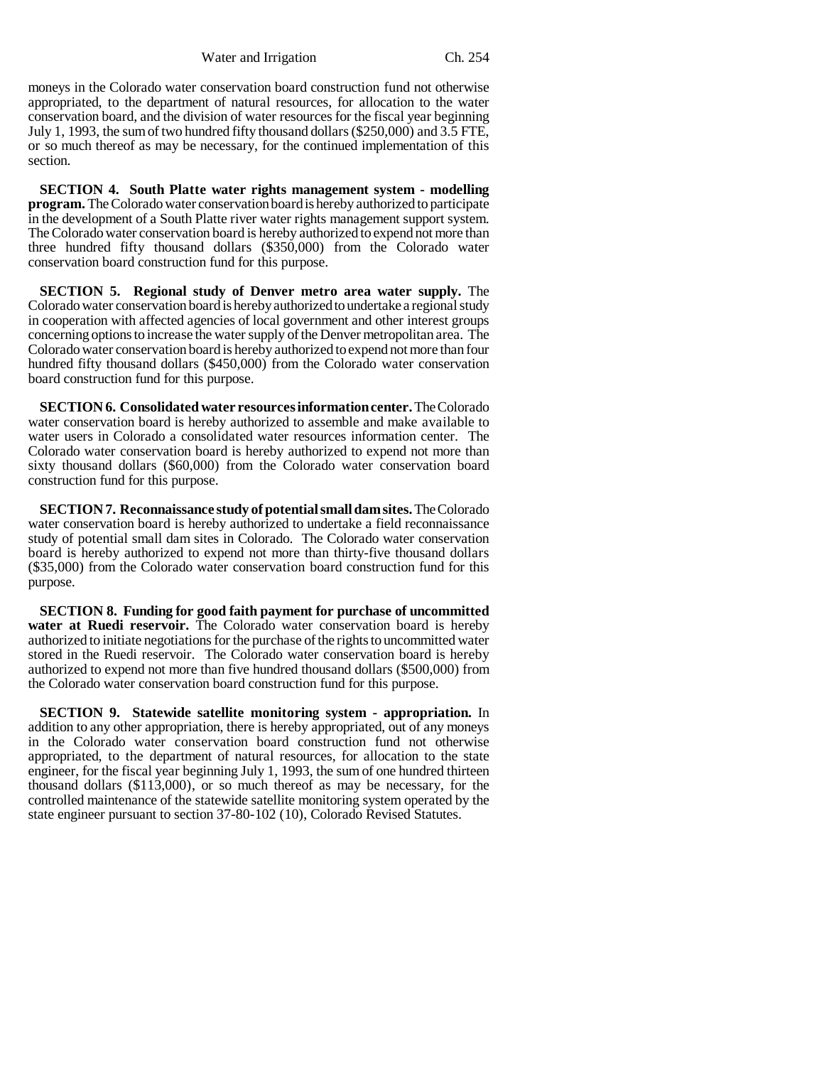moneys in the Colorado water conservation board construction fund not otherwise appropriated, to the department of natural resources, for allocation to the water conservation board, and the division of water resources for the fiscal year beginning July 1, 1993, the sum of two hundred fifty thousand dollars ($250,000) and 3.5 FTE, or so much thereof as may be necessary, for the continued implementation of this section.

**SECTION 4. South Platte water rights management system - modelling program.** The Colorado water conservation board is hereby authorized to participate in the development of a South Platte river water rights management support system. The Colorado water conservation board is hereby authorized to expend not more than three hundred fifty thousand dollars ($350,000) from the Colorado water conservation board construction fund for this purpose.

**SECTION 5. Regional study of Denver metro area water supply.** The Colorado water conservation board is hereby authorized to undertake a regional study in cooperation with affected agencies of local government and other interest groups concerning options to increase the water supply of the Denver metropolitan area. The Colorado water conservation board is hereby authorized to expend not more than four hundred fifty thousand dollars ($450,000) from the Colorado water conservation board construction fund for this purpose.

**SECTION 6. Consolidated water resources information center.** The Colorado water conservation board is hereby authorized to assemble and make available to water users in Colorado a consolidated water resources information center. The Colorado water conservation board is hereby authorized to expend not more than sixty thousand dollars ($60,000) from the Colorado water conservation board construction fund for this purpose.

**SECTION 7. Reconnaissance study of potential small dam sites.** The Colorado water conservation board is hereby authorized to undertake a field reconnaissance study of potential small dam sites in Colorado. The Colorado water conservation board is hereby authorized to expend not more than thirty-five thousand dollars ($35,000) from the Colorado water conservation board construction fund for this purpose.

**SECTION 8. Funding for good faith payment for purchase of uncommitted water at Ruedi reservoir.** The Colorado water conservation board is hereby authorized to initiate negotiations for the purchase of the rights to uncommitted water stored in the Ruedi reservoir. The Colorado water conservation board is hereby authorized to expend not more than five hundred thousand dollars ($500,000) from the Colorado water conservation board construction fund for this purpose.

**SECTION 9. Statewide satellite monitoring system - appropriation.** In addition to any other appropriation, there is hereby appropriated, out of any moneys in the Colorado water conservation board construction fund not otherwise appropriated, to the department of natural resources, for allocation to the state engineer, for the fiscal year beginning July 1, 1993, the sum of one hundred thirteen thousand dollars ($113,000), or so much thereof as may be necessary, for the controlled maintenance of the statewide satellite monitoring system operated by the state engineer pursuant to section 37-80-102 (10), Colorado Revised Statutes.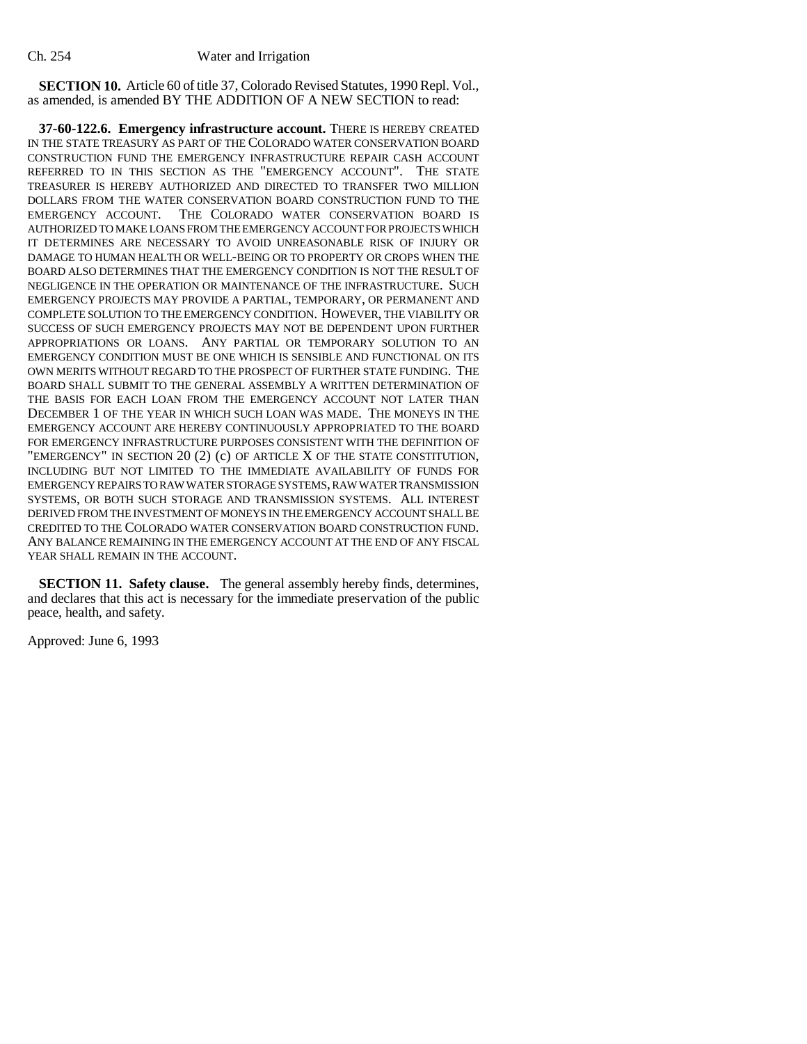**SECTION 10.** Article 60 of title 37, Colorado Revised Statutes, 1990 Repl. Vol., as amended, is amended BY THE ADDITION OF A NEW SECTION to read:

**37-60-122.6. Emergency infrastructure account.** THERE IS HEREBY CREATED IN THE STATE TREASURY AS PART OF THE COLORADO WATER CONSERVATION BOARD CONSTRUCTION FUND THE EMERGENCY INFRASTRUCTURE REPAIR CASH ACCOUNT REFERRED TO IN THIS SECTION AS THE "EMERGENCY ACCOUNT". THE STATE TREASURER IS HEREBY AUTHORIZED AND DIRECTED TO TRANSFER TWO MILLION DOLLARS FROM THE WATER CONSERVATION BOARD CONSTRUCTION FUND TO THE EMERGENCY ACCOUNT. THE COLORADO WATER CONSERVATION BOARD IS AUTHORIZED TO MAKE LOANS FROM THE EMERGENCY ACCOUNT FOR PROJECTS WHICH IT DETERMINES ARE NECESSARY TO AVOID UNREASONABLE RISK OF INJURY OR DAMAGE TO HUMAN HEALTH OR WELL-BEING OR TO PROPERTY OR CROPS WHEN THE BOARD ALSO DETERMINES THAT THE EMERGENCY CONDITION IS NOT THE RESULT OF NEGLIGENCE IN THE OPERATION OR MAINTENANCE OF THE INFRASTRUCTURE. SUCH EMERGENCY PROJECTS MAY PROVIDE A PARTIAL, TEMPORARY, OR PERMANENT AND COMPLETE SOLUTION TO THE EMERGENCY CONDITION. HOWEVER, THE VIABILITY OR SUCCESS OF SUCH EMERGENCY PROJECTS MAY NOT BE DEPENDENT UPON FURTHER APPROPRIATIONS OR LOANS. ANY PARTIAL OR TEMPORARY SOLUTION TO AN EMERGENCY CONDITION MUST BE ONE WHICH IS SENSIBLE AND FUNCTIONAL ON ITS OWN MERITS WITHOUT REGARD TO THE PROSPECT OF FURTHER STATE FUNDING. THE BOARD SHALL SUBMIT TO THE GENERAL ASSEMBLY A WRITTEN DETERMINATION OF THE BASIS FOR EACH LOAN FROM THE EMERGENCY ACCOUNT NOT LATER THAN DECEMBER 1 OF THE YEAR IN WHICH SUCH LOAN WAS MADE. THE MONEYS IN THE EMERGENCY ACCOUNT ARE HEREBY CONTINUOUSLY APPROPRIATED TO THE BOARD FOR EMERGENCY INFRASTRUCTURE PURPOSES CONSISTENT WITH THE DEFINITION OF "EMERGENCY" IN SECTION 20 (2) (c) OF ARTICLE X OF THE STATE CONSTITUTION, INCLUDING BUT NOT LIMITED TO THE IMMEDIATE AVAILABILITY OF FUNDS FOR EMERGENCY REPAIRS TO RAW WATER STORAGE SYSTEMS, RAW WATER TRANSMISSION SYSTEMS, OR BOTH SUCH STORAGE AND TRANSMISSION SYSTEMS. ALL INTEREST DERIVED FROM THE INVESTMENT OF MONEYS IN THE EMERGENCY ACCOUNT SHALL BE CREDITED TO THE COLORADO WATER CONSERVATION BOARD CONSTRUCTION FUND. ANY BALANCE REMAINING IN THE EMERGENCY ACCOUNT AT THE END OF ANY FISCAL YEAR SHALL REMAIN IN THE ACCOUNT.

**SECTION 11. Safety clause.** The general assembly hereby finds, determines, and declares that this act is necessary for the immediate preservation of the public peace, health, and safety.

Approved: June 6, 1993